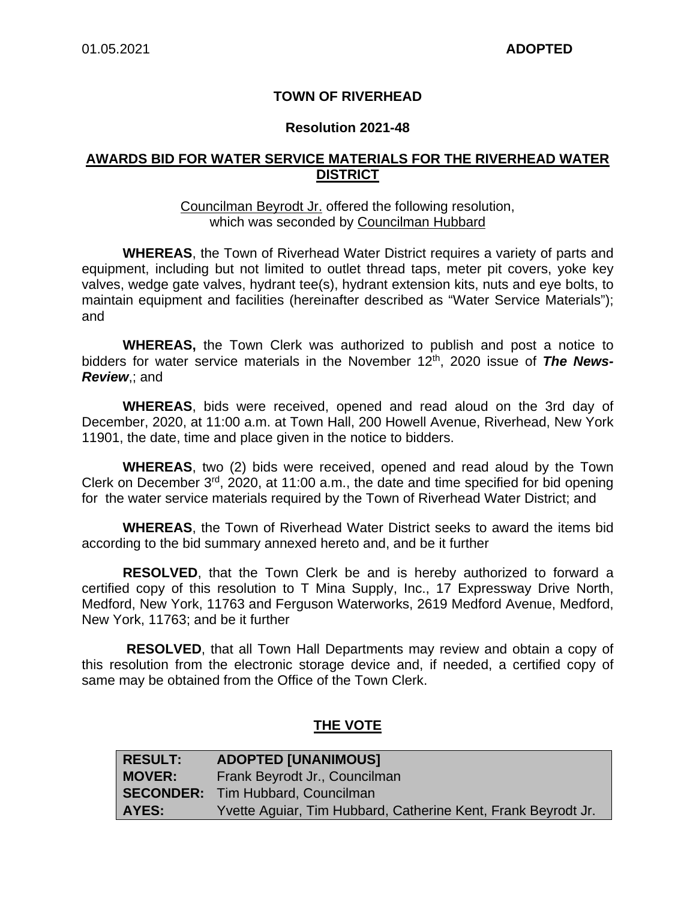01.05.2021 **ADOPTED**

# TOWN OF RIVERHEAD

## Resolution 2021-48

## AWARDS BID FOR WATER SERVICE MATERIALS FOR THE RIVERHEAD WATER DISTRICT

Councilman Beyrodt Jr. offered the following resolution, which was seconded by Councilman Hubbard

**WHEREAS**, the Town of Riverhead Water District requires a variety of parts and equipment, including but not limited to outlet thread taps, meter pit covers, yoke key valves, wedge gate valves, hydrant tee(s), hydrant extension kits, nuts and eye bolts, to maintain equipment and facilities (hereinafter described as "Water Service Materials"); and

**WHEREAS,** the Town Clerk was authorized to publish and post a notice to bidders for water service materials in the November 12th, 2020 issue of ***The News-Review***,; and

**WHEREAS**, bids were received, opened and read aloud on the 3rd day of December, 2020, at 11:00 a.m. at Town Hall, 200 Howell Avenue, Riverhead, New York 11901, the date, time and place given in the notice to bidders.

**WHEREAS**, two (2) bids were received, opened and read aloud by the Town Clerk on December 3rd, 2020, at 11:00 a.m., the date and time specified for bid opening for the water service materials required by the Town of Riverhead Water District; and

**WHEREAS**, the Town of Riverhead Water District seeks to award the items bid according to the bid summary annexed hereto and, and be it further

**RESOLVED**, that the Town Clerk be and is hereby authorized to forward a certified copy of this resolution to T Mina Supply, Inc., 17 Expressway Drive North, Medford, New York, 11763 and Ferguson Waterworks, 2619 Medford Avenue, Medford, New York, 11763; and be it further

**RESOLVED**, that all Town Hall Departments may review and obtain a copy of this resolution from the electronic storage device and, if needed, a certified copy of same may be obtained from the Office of the Town Clerk.

## THE VOTE

| | |
|---|---|
| **RESULT:** | **ADOPTED [UNANIMOUS]** |
| **MOVER:** | Frank Beyrodt Jr., Councilman |
| **SECONDER:** | Tim Hubbard, Councilman |
| **AYES:** | Yvette Aguiar, Tim Hubbard, Catherine Kent, Frank Beyrodt Jr. |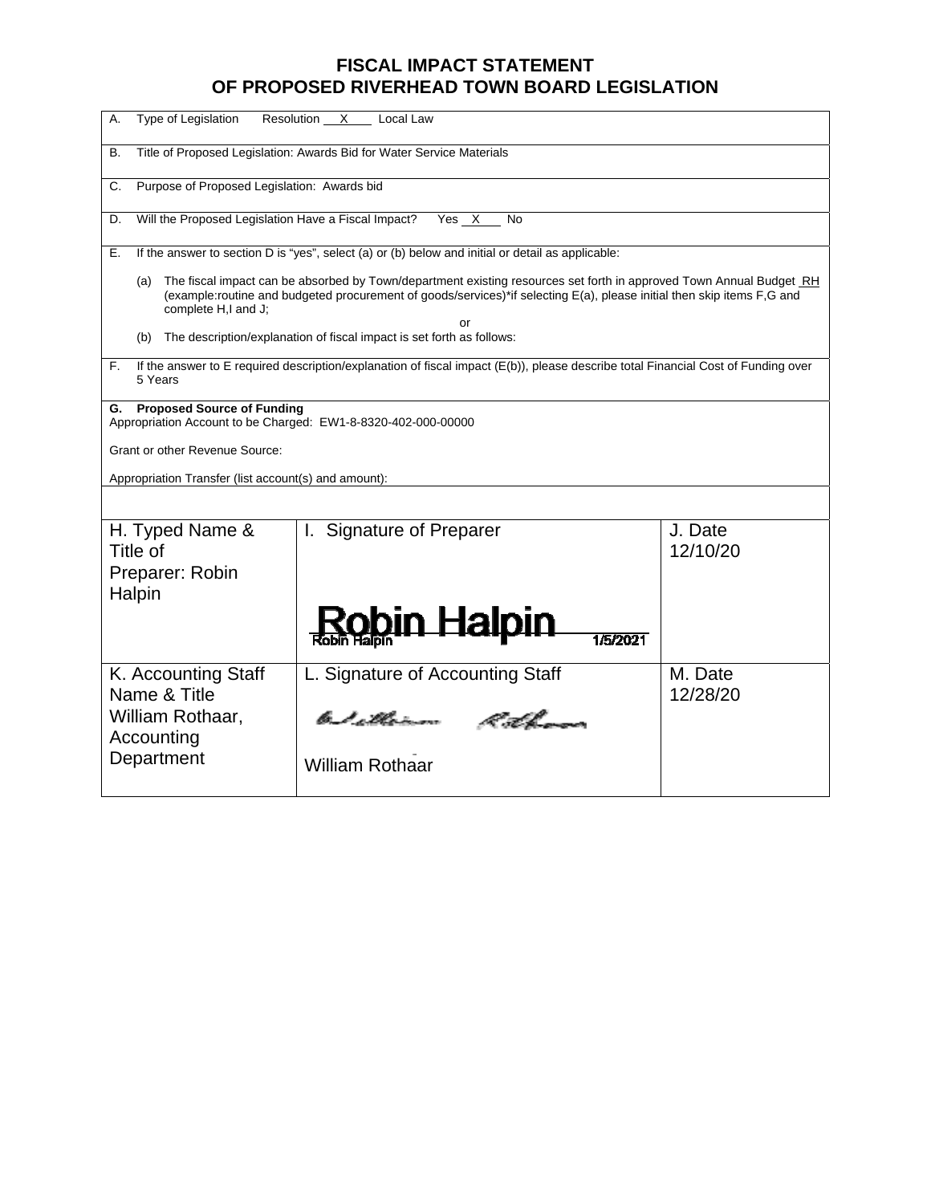# FISCAL IMPACT STATEMENT OF PROPOSED RIVERHEAD TOWN BOARD LEGISLATION

A. Type of Legislation  Resolution __X__ Local Law

B. Title of Proposed Legislation: Awards Bid for Water Service Materials

C. Purpose of Proposed Legislation: Awards bid

D. Will the Proposed Legislation Have a Fiscal Impact?  Yes __X__ No

E. If the answer to section D is "yes", select (a) or (b) below and initial or detail as applicable:

(a) The fiscal impact can be absorbed by Town/department existing resources set forth in approved Town Annual Budget RH (example:routine and budgeted procurement of goods/services)*if selecting E(a), please initial then skip items F,G and complete H,I and J;

or

(b) The description/explanation of fiscal impact is set forth as follows:

F. If the answer to E required description/explanation of fiscal impact (E(b)), please describe total Financial Cost of Funding over 5 Years

**G. Proposed Source of Funding**
Appropriation Account to be Charged: EW1-8-8320-402-000-00000

Grant or other Revenue Source:

Appropriation Transfer (list account(s) and amount):

| | | |
|---|---|---|
| H. Typed Name & Title of Preparer: Robin Halpin | I. Signature of Preparer<br><br>Robin Halpin<br>Robin Halpin 1/5/2021 | J. Date<br>12/10/20 |
| K. Accounting Staff Name & Title<br>William Rothaar, Accounting Department | L. Signature of Accounting Staff<br><br>William Rothaar | M. Date<br>12/28/20 |